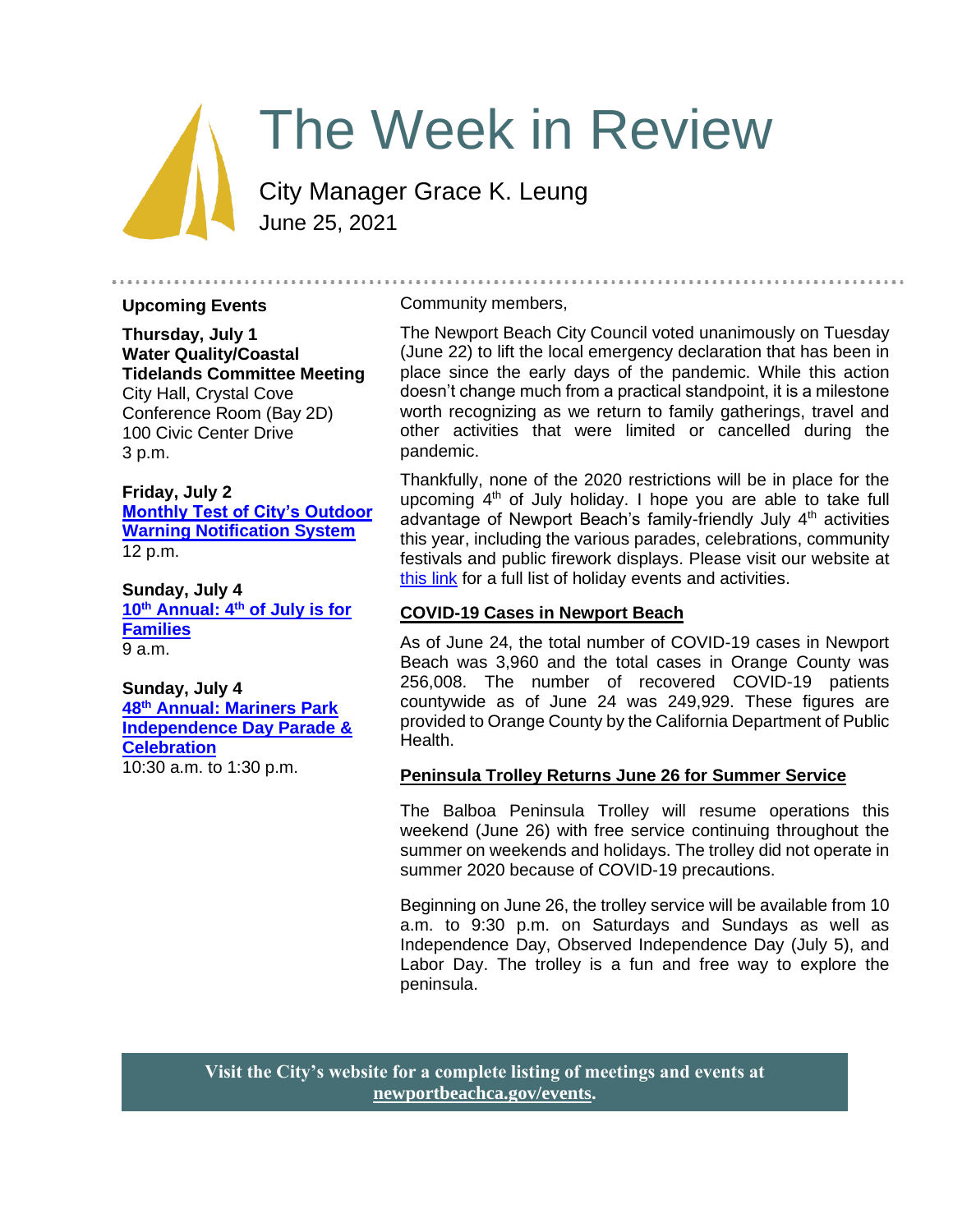# The Week in Review

City Manager Grace K. Leung
June 25, 2021

### Upcoming Events

**Thursday, July 1**
**Water Quality/Coastal Tidelands Committee Meeting**
City Hall, Crystal Cove Conference Room (Bay 2D)
100 Civic Center Drive
3 p.m.

**Friday, July 2**
**Monthly Test of City's Outdoor Warning Notification System**
12 p.m.

**Sunday, July 4**
**10th Annual: 4th of July is for Families**
9 a.m.

**Sunday, July 4**
**48th Annual: Mariners Park Independence Day Parade & Celebration**
10:30 a.m. to 1:30 p.m.

Community members,

The Newport Beach City Council voted unanimously on Tuesday (June 22) to lift the local emergency declaration that has been in place since the early days of the pandemic. While this action doesn't change much from a practical standpoint, it is a milestone worth recognizing as we return to family gatherings, travel and other activities that were limited or cancelled during the pandemic.

Thankfully, none of the 2020 restrictions will be in place for the upcoming 4th of July holiday. I hope you are able to take full advantage of Newport Beach's family-friendly July 4th activities this year, including the various parades, celebrations, community festivals and public firework displays. Please visit our website at this link for a full list of holiday events and activities.

## COVID-19 Cases in Newport Beach

As of June 24, the total number of COVID-19 cases in Newport Beach was 3,960 and the total cases in Orange County was 256,008. The number of recovered COVID-19 patients countywide as of June 24 was 249,929. These figures are provided to Orange County by the California Department of Public Health.

## Peninsula Trolley Returns June 26 for Summer Service

The Balboa Peninsula Trolley will resume operations this weekend (June 26) with free service continuing throughout the summer on weekends and holidays. The trolley did not operate in summer 2020 because of COVID-19 precautions.

Beginning on June 26, the trolley service will be available from 10 a.m. to 9:30 p.m. on Saturdays and Sundays as well as Independence Day, Observed Independence Day (July 5), and Labor Day. The trolley is a fun and free way to explore the peninsula.

**Visit the City's website for a complete listing of meetings and events at newportbeachca.gov/events.**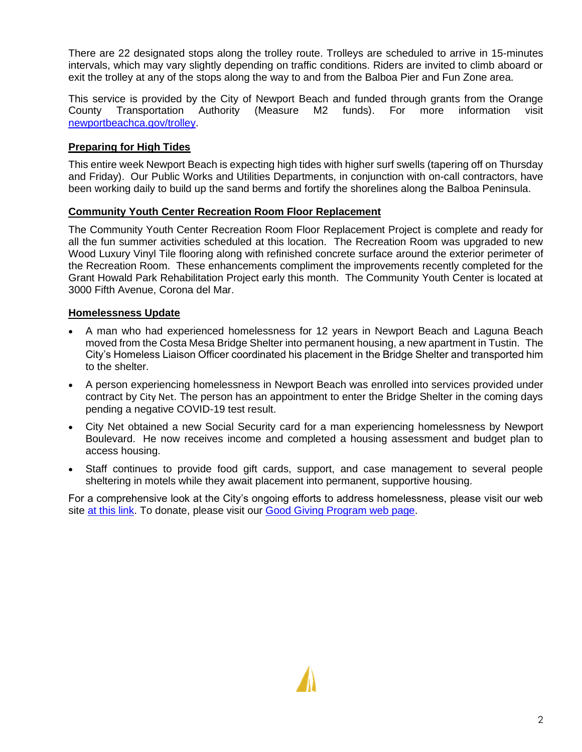There are 22 designated stops along the trolley route. Trolleys are scheduled to arrive in 15-minutes intervals, which may vary slightly depending on traffic conditions. Riders are invited to climb aboard or exit the trolley at any of the stops along the way to and from the Balboa Pier and Fun Zone area.

This service is provided by the City of Newport Beach and funded through grants from the Orange County Transportation Authority (Measure M2 funds). For more information visit newportbeachca.gov/trolley.

**Preparing for High Tides**

This entire week Newport Beach is expecting high tides with higher surf swells (tapering off on Thursday and Friday). Our Public Works and Utilities Departments, in conjunction with on-call contractors, have been working daily to build up the sand berms and fortify the shorelines along the Balboa Peninsula.

**Community Youth Center Recreation Room Floor Replacement**

The Community Youth Center Recreation Room Floor Replacement Project is complete and ready for all the fun summer activities scheduled at this location. The Recreation Room was upgraded to new Wood Luxury Vinyl Tile flooring along with refinished concrete surface around the exterior perimeter of the Recreation Room. These enhancements compliment the improvements recently completed for the Grant Howald Park Rehabilitation Project early this month. The Community Youth Center is located at 3000 Fifth Avenue, Corona del Mar.

**Homelessness Update**

- A man who had experienced homelessness for 12 years in Newport Beach and Laguna Beach moved from the Costa Mesa Bridge Shelter into permanent housing, a new apartment in Tustin. The City's Homeless Liaison Officer coordinated his placement in the Bridge Shelter and transported him to the shelter.
- A person experiencing homelessness in Newport Beach was enrolled into services provided under contract by City Net. The person has an appointment to enter the Bridge Shelter in the coming days pending a negative COVID-19 test result.
- City Net obtained a new Social Security card for a man experiencing homelessness by Newport Boulevard. He now receives income and completed a housing assessment and budget plan to access housing.
- Staff continues to provide food gift cards, support, and case management to several people sheltering in motels while they await placement into permanent, supportive housing.

For a comprehensive look at the City's ongoing efforts to address homelessness, please visit our web site at this link. To donate, please visit our Good Giving Program web page.